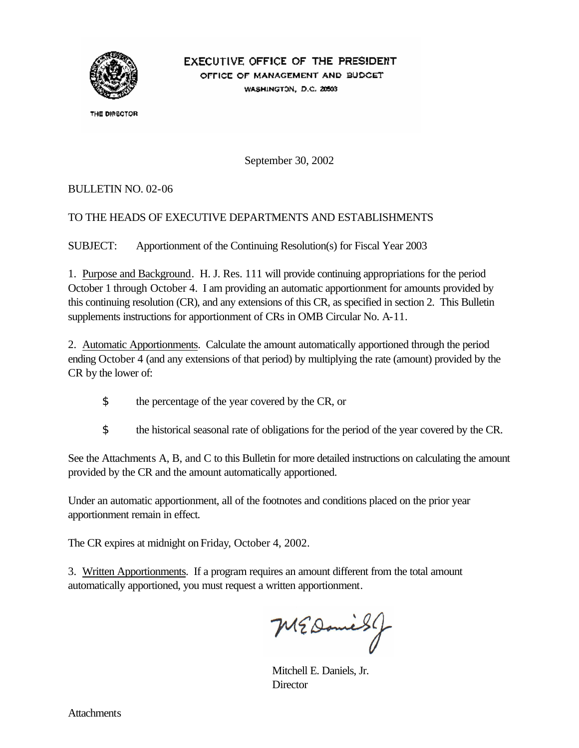EXECUTIVE OFFICE OF THE PRESIDENT
OFFICE OF MANAGEMENT AND BUDGET
WASHINGTON, D.C. 20503

THE DIRECTOR

September 30, 2002

BULLETIN NO. 02-06

TO THE HEADS OF EXECUTIVE DEPARTMENTS AND ESTABLISHMENTS

SUBJECT: Apportionment of the Continuing Resolution(s) for Fiscal Year 2003

1. Purpose and Background. H. J. Res. 111 will provide continuing appropriations for the period October 1 through October 4. I am providing an automatic apportionment for amounts provided by this continuing resolution (CR), and any extensions of this CR, as specified in section 2. This Bulletin supplements instructions for apportionment of CRs in OMB Circular No. A-11.

2. Automatic Apportionments. Calculate the amount automatically apportioned through the period ending October 4 (and any extensions of that period) by multiplying the rate (amount) provided by the CR by the lower of:

- the percentage of the year covered by the CR, or
- the historical seasonal rate of obligations for the period of the year covered by the CR.

See the Attachments A, B, and C to this Bulletin for more detailed instructions on calculating the amount provided by the CR and the amount automatically apportioned.

Under an automatic apportionment, all of the footnotes and conditions placed on the prior year apportionment remain in effect.

The CR expires at midnight on Friday, October 4, 2002.

3. Written Apportionments. If a program requires an amount different from the total amount automatically apportioned, you must request a written apportionment.

Mitchell E. Daniels, Jr.
Director

Attachments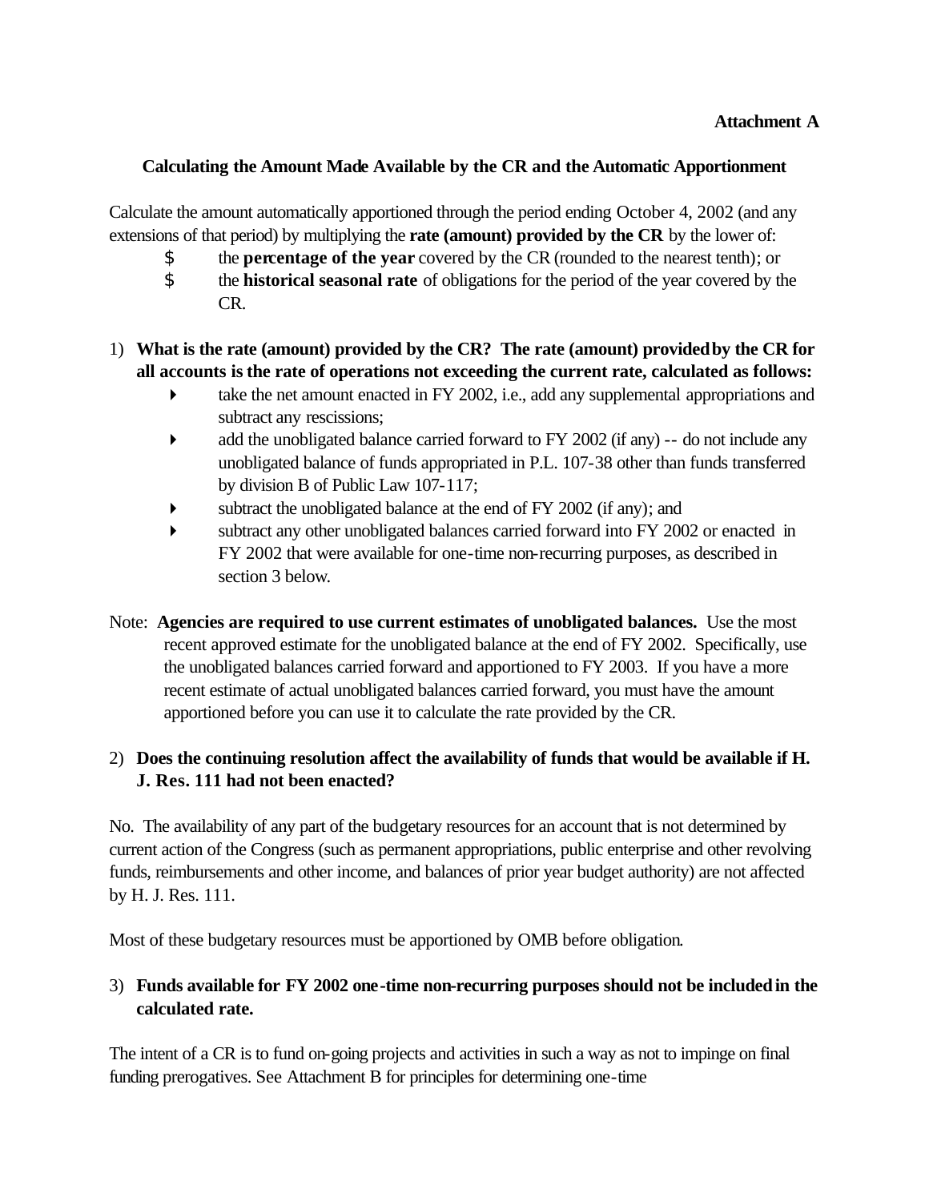**Attachment A**

## Calculating the Amount Made Available by the CR and the Automatic Apportionment

Calculate the amount automatically apportioned through the period ending October 4, 2002 (and any extensions of that period) by multiplying the **rate (amount) provided by the CR** by the lower of:

- the **percentage of the year** covered by the CR (rounded to the nearest tenth); or
- the **historical seasonal rate** of obligations for the period of the year covered by the CR.

1) **What is the rate (amount) provided by the CR? The rate (amount) provided by the CR for all accounts is the rate of operations not exceeding the current rate, calculated as follows:**
   - take the net amount enacted in FY 2002, i.e., add any supplemental appropriations and subtract any rescissions;
   - add the unobligated balance carried forward to FY 2002 (if any) -- do not include any unobligated balance of funds appropriated in P.L. 107-38 other than funds transferred by division B of Public Law 107-117;
   - subtract the unobligated balance at the end of FY 2002 (if any); and
   - subtract any other unobligated balances carried forward into FY 2002 or enacted in FY 2002 that were available for one-time non-recurring purposes, as described in section 3 below.

Note: **Agencies are required to use current estimates of unobligated balances.** Use the most recent approved estimate for the unobligated balance at the end of FY 2002. Specifically, use the unobligated balances carried forward and apportioned to FY 2003. If you have a more recent estimate of actual unobligated balances carried forward, you must have the amount apportioned before you can use it to calculate the rate provided by the CR.

2) **Does the continuing resolution affect the availability of funds that would be available if H. J. Res. 111 had not been enacted?**

No. The availability of any part of the budgetary resources for an account that is not determined by current action of the Congress (such as permanent appropriations, public enterprise and other revolving funds, reimbursements and other income, and balances of prior year budget authority) are not affected by H. J. Res. 111.

Most of these budgetary resources must be apportioned by OMB before obligation.

3) **Funds available for FY 2002 one-time non-recurring purposes should not be included in the calculated rate.**

The intent of a CR is to fund on-going projects and activities in such a way as not to impinge on final funding prerogatives. See Attachment B for principles for determining one-time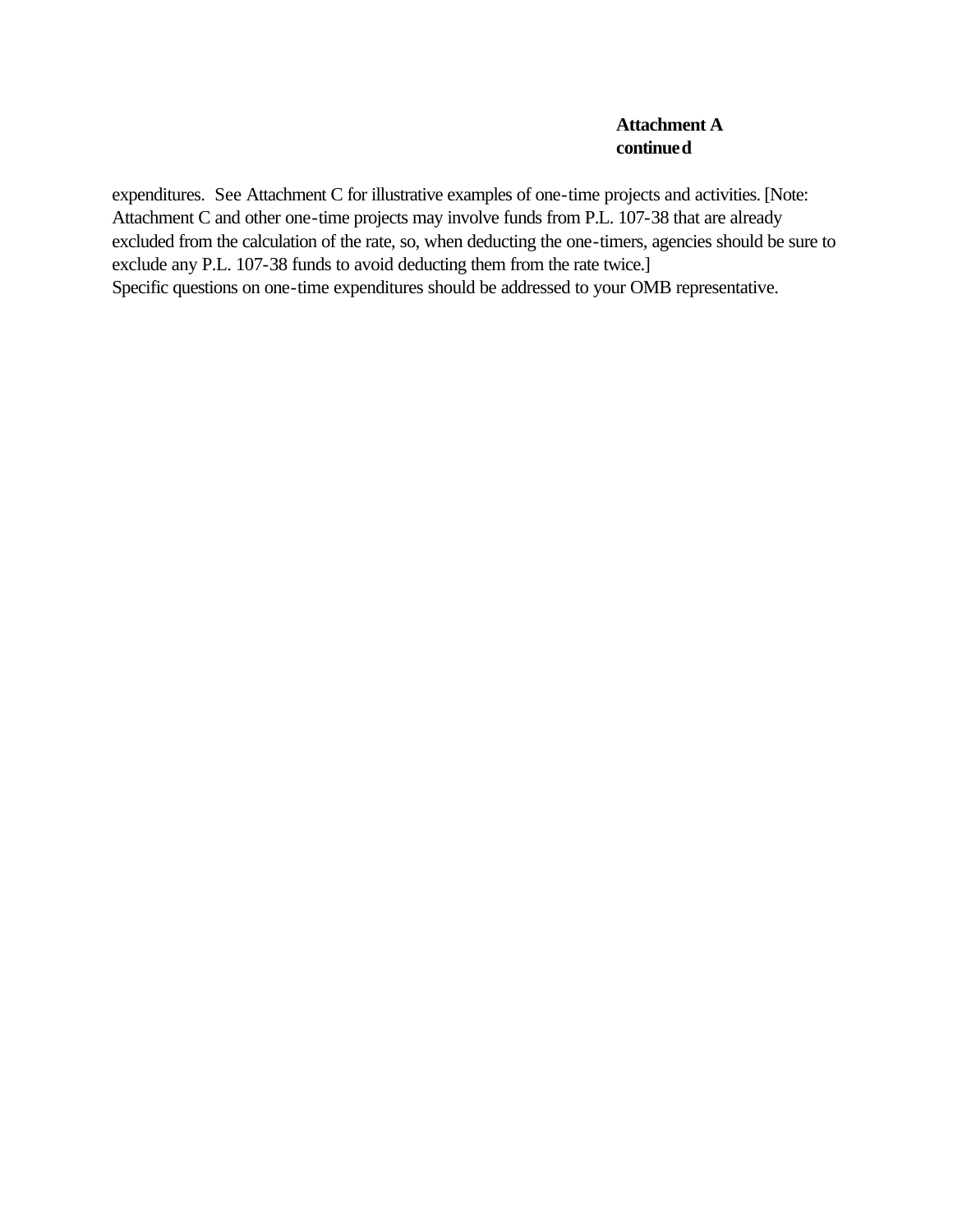**Attachment A continued**

expenditures. See Attachment C for illustrative examples of one-time projects and activities. [Note: Attachment C and other one-time projects may involve funds from P.L. 107-38 that are already excluded from the calculation of the rate, so, when deducting the one-timers, agencies should be sure to exclude any P.L. 107-38 funds to avoid deducting them from the rate twice.]

Specific questions on one-time expenditures should be addressed to your OMB representative.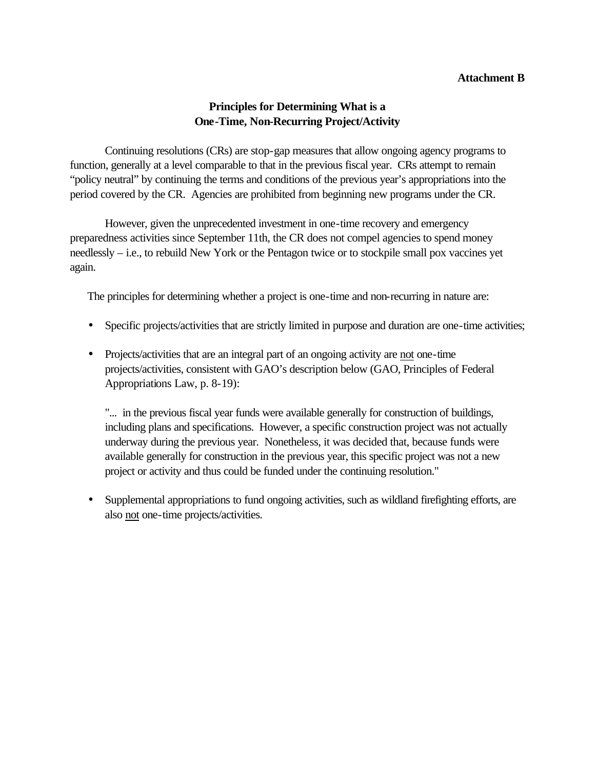**Attachment B**

## Principles for Determining What is a One-Time, Non-Recurring Project/Activity

Continuing resolutions (CRs) are stop-gap measures that allow ongoing agency programs to function, generally at a level comparable to that in the previous fiscal year. CRs attempt to remain "policy neutral" by continuing the terms and conditions of the previous year's appropriations into the period covered by the CR. Agencies are prohibited from beginning new programs under the CR.

However, given the unprecedented investment in one-time recovery and emergency preparedness activities since September 11th, the CR does not compel agencies to spend money needlessly – i.e., to rebuild New York or the Pentagon twice or to stockpile small pox vaccines yet again.

The principles for determining whether a project is one-time and non-recurring in nature are:

- Specific projects/activities that are strictly limited in purpose and duration are one-time activities;
- Projects/activities that are an integral part of an ongoing activity are <u>not</u> one-time projects/activities, consistent with GAO's description below (GAO, Principles of Federal Appropriations Law, p. 8-19):

  "... in the previous fiscal year funds were available generally for construction of buildings, including plans and specifications. However, a specific construction project was not actually underway during the previous year. Nonetheless, it was decided that, because funds were available generally for construction in the previous year, this specific project was not a new project or activity and thus could be funded under the continuing resolution."

- Supplemental appropriations to fund ongoing activities, such as wildland firefighting efforts, are also <u>not</u> one-time projects/activities.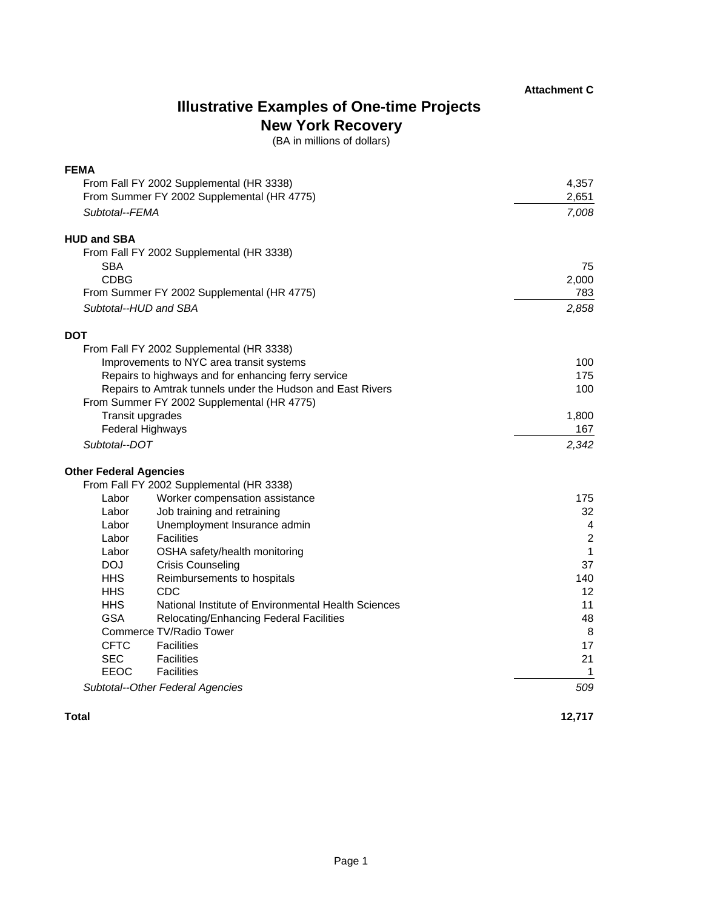**Attachment C**

# Illustrative Examples of One-time Projects
## New York Recovery

(BA in millions of dollars)

| | | |
|---|---|---:|
| **FEMA** | | |
| From Fall FY 2002 Supplemental (HR 3338) | | 4,357 |
| From Summer FY 2002 Supplemental (HR 4775) | | 2,651 |
| *Subtotal--FEMA* | | *7,008* |
| | | |
| **HUD and SBA** | | |
| From Fall FY 2002 Supplemental (HR 3338) | | |
| SBA | | 75 |
| CDBG | | 2,000 |
| From Summer FY 2002 Supplemental (HR 4775) | | 783 |
| *Subtotal--HUD and SBA* | | *2,858* |
| | | |
| **DOT** | | |
| From Fall FY 2002 Supplemental (HR 3338) | | |
| Improvements to NYC area transit systems | | 100 |
| Repairs to highways and for enhancing ferry service | | 175 |
| Repairs to Amtrak tunnels under the Hudson and East Rivers | | 100 |
| From Summer FY 2002 Supplemental (HR 4775) | | |
| Transit upgrades | | 1,800 |
| Federal Highways | | 167 |
| *Subtotal--DOT* | | *2,342* |
| | | |
| **Other Federal Agencies** | | |
| From Fall FY 2002 Supplemental (HR 3338) | | |
| Labor | Worker compensation assistance | 175 |
| Labor | Job training and retraining | 32 |
| Labor | Unemployment Insurance admin | 4 |
| Labor | Facilities | 2 |
| Labor | OSHA safety/health monitoring | 1 |
| DOJ | Crisis Counseling | 37 |
| HHS | Reimbursements to hospitals | 140 |
| HHS | CDC | 12 |
| HHS | National Institute of Environmental Health Sciences | 11 |
| GSA | Relocating/Enhancing Federal Facilities | 48 |
| Commerce | TV/Radio Tower | 8 |
| CFTC | Facilities | 17 |
| SEC | Facilities | 21 |
| EEOC | Facilities | 1 |
| *Subtotal--Other Federal Agencies* | | *509* |
| | | |
| **Total** | | **12,717** |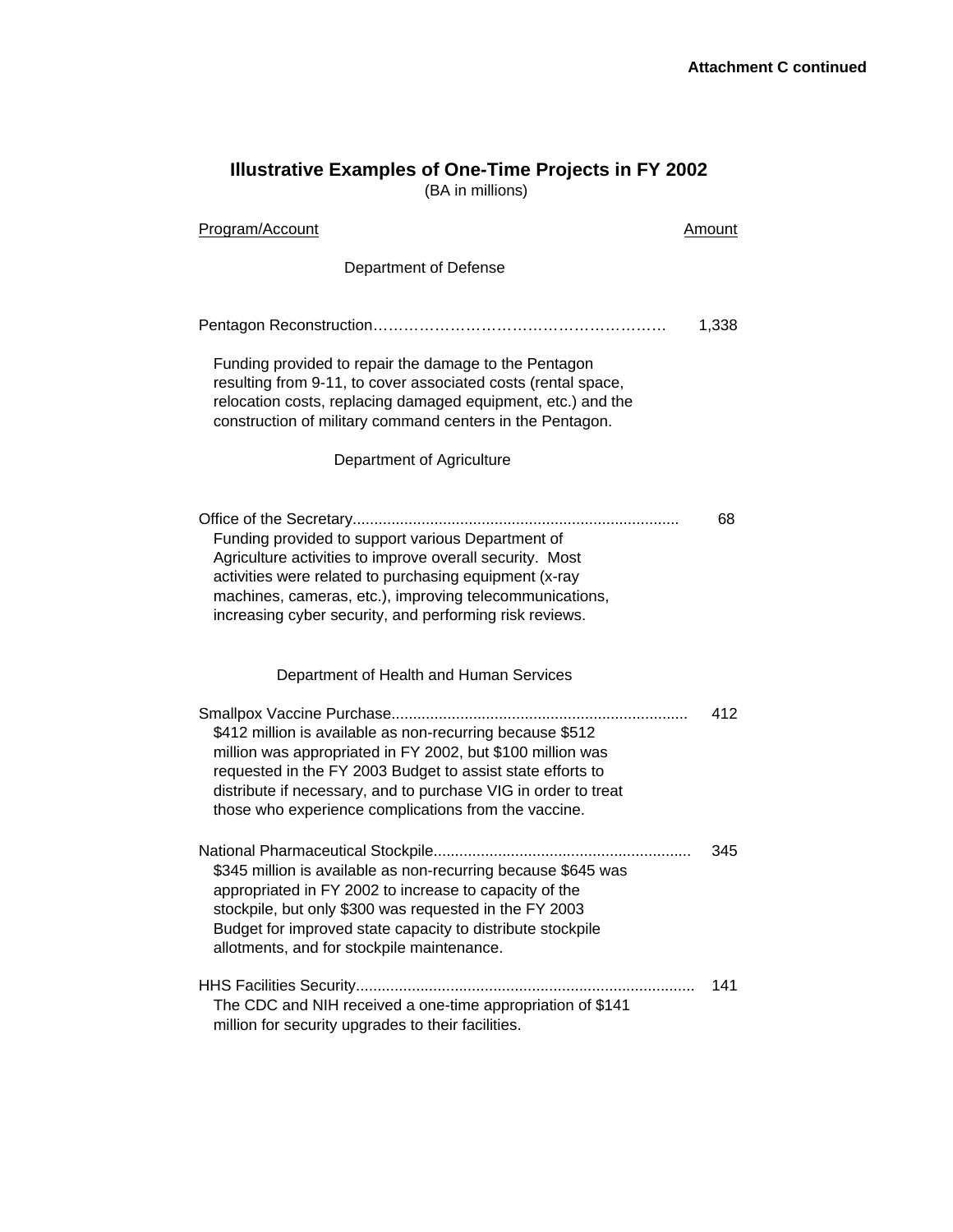**Attachment C continued**

## Illustrative Examples of One-Time Projects in FY 2002

(BA in millions)

| Program/Account | Amount |
|---|---|
| **Department of Defense** | |
| Pentagon Reconstruction | 1,338 |
| Funding provided to repair the damage to the Pentagon resulting from 9-11, to cover associated costs (rental space, relocation costs, replacing damaged equipment, etc.) and the construction of military command centers in the Pentagon. | |
| **Department of Agriculture** | |
| Office of the Secretary | 68 |
| Funding provided to support various Department of Agriculture activities to improve overall security. Most activities were related to purchasing equipment (x-ray machines, cameras, etc.), improving telecommunications, increasing cyber security, and performing risk reviews. | |
| **Department of Health and Human Services** | |
| Smallpox Vaccine Purchase | 412 |
| $412 million is available as non-recurring because $512 million was appropriated in FY 2002, but $100 million was requested in the FY 2003 Budget to assist state efforts to distribute if necessary, and to purchase VIG in order to treat those who experience complications from the vaccine. | |
| National Pharmaceutical Stockpile | 345 |
| $345 million is available as non-recurring because $645 was appropriated in FY 2002 to increase to capacity of the stockpile, but only $300 was requested in the FY 2003 Budget for improved state capacity to distribute stockpile allotments, and for stockpile maintenance. | |
| HHS Facilities Security | 141 |
| The CDC and NIH received a one-time appropriation of $141 million for security upgrades to their facilities. | |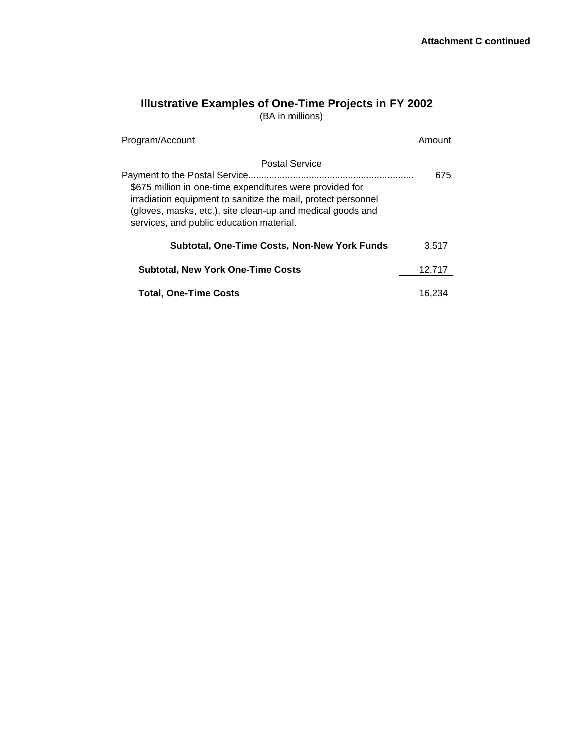**Attachment C continued**

## Illustrative Examples of One-Time Projects in FY 2002

(BA in millions)

| Program/Account | Amount |
|---|---|
| Postal Service | |
| Payment to the Postal Service.............................................................. | 675 |
| $675 million in one-time expenditures were provided for irradiation equipment to sanitize the mail, protect personnel (gloves, masks, etc.), site clean-up and medical goods and services, and public education material. | |
| **Subtotal, One-Time Costs, Non-New York Funds** | 3,517 |
| **Subtotal, New York One-Time Costs** | 12,717 |
| **Total, One-Time Costs** | 16,234 |